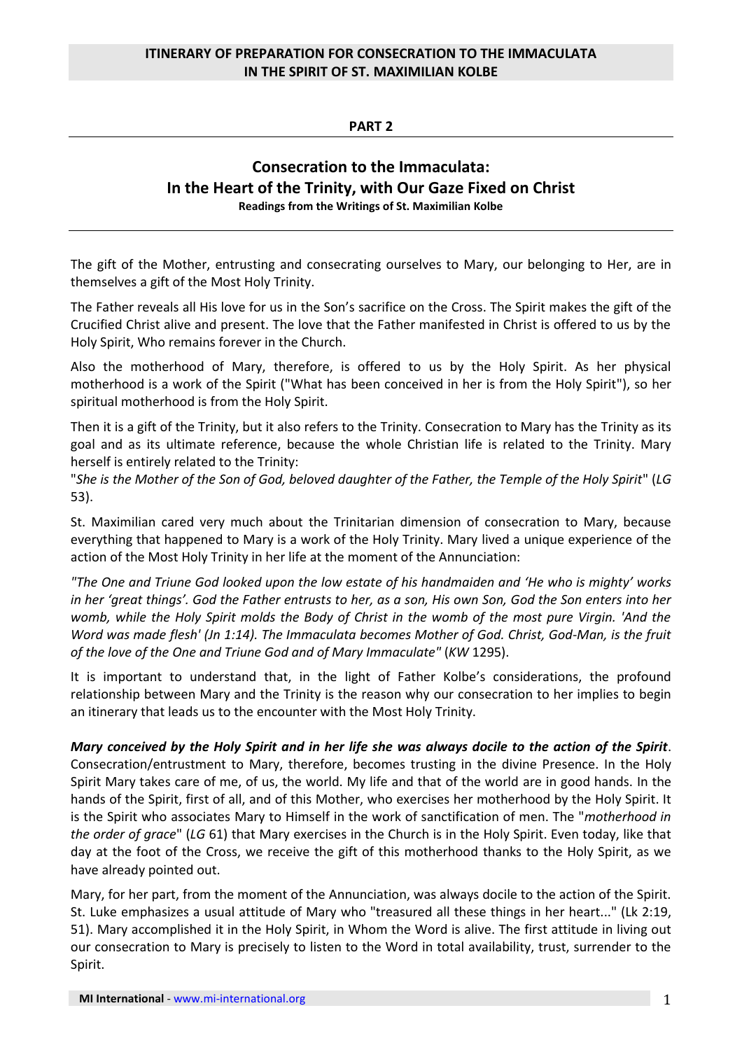**ITINERARY OF PREPARATION FOR CONSECRATION TO THE IMMACULATA IN THE SPIRIT OF ST. MAXIMILIAN KOLBE**

**PART 2**

# Consecration to the Immaculata: In the Heart of the Trinity, with Our Gaze Fixed on Christ

**Readings from the Writings of St. Maximilian Kolbe**

The gift of the Mother, entrusting and consecrating ourselves to Mary, our belonging to Her, are in themselves a gift of the Most Holy Trinity.

The Father reveals all His love for us in the Son's sacrifice on the Cross. The Spirit makes the gift of the Crucified Christ alive and present. The love that the Father manifested in Christ is offered to us by the Holy Spirit, Who remains forever in the Church.

Also the motherhood of Mary, therefore, is offered to us by the Holy Spirit. As her physical motherhood is a work of the Spirit ("What has been conceived in her is from the Holy Spirit"), so her spiritual motherhood is from the Holy Spirit.

Then it is a gift of the Trinity, but it also refers to the Trinity. Consecration to Mary has the Trinity as its goal and as its ultimate reference, because the whole Christian life is related to the Trinity. Mary herself is entirely related to the Trinity:
"*She is the Mother of the Son of God, beloved daughter of the Father, the Temple of the Holy Spirit*" (*LG* 53).

St. Maximilian cared very much about the Trinitarian dimension of consecration to Mary, because everything that happened to Mary is a work of the Holy Trinity. Mary lived a unique experience of the action of the Most Holy Trinity in her life at the moment of the Annunciation:

*"The One and Triune God looked upon the low estate of his handmaiden and 'He who is mighty' works in her 'great things'. God the Father entrusts to her, as a son, His own Son, God the Son enters into her womb, while the Holy Spirit molds the Body of Christ in the womb of the most pure Virgin. 'And the Word was made flesh' (Jn 1:14). The Immaculata becomes Mother of God. Christ, God-Man, is the fruit of the love of the One and Triune God and of Mary Immaculate"* (*KW* 1295).

It is important to understand that, in the light of Father Kolbe's considerations, the profound relationship between Mary and the Trinity is the reason why our consecration to her implies to begin an itinerary that leads us to the encounter with the Most Holy Trinity.

***Mary conceived by the Holy Spirit and in her life she was always docile to the action of the Spirit***. Consecration/entrustment to Mary, therefore, becomes trusting in the divine Presence. In the Holy Spirit Mary takes care of me, of us, the world. My life and that of the world are in good hands. In the hands of the Spirit, first of all, and of this Mother, who exercises her motherhood by the Holy Spirit. It is the Spirit who associates Mary to Himself in the work of sanctification of men. The "*motherhood in the order of grace*" (*LG* 61) that Mary exercises in the Church is in the Holy Spirit. Even today, like that day at the foot of the Cross, we receive the gift of this motherhood thanks to the Holy Spirit, as we have already pointed out.

Mary, for her part, from the moment of the Annunciation, was always docile to the action of the Spirit. St. Luke emphasizes a usual attitude of Mary who "treasured all these things in her heart..." (Lk 2:19, 51). Mary accomplished it in the Holy Spirit, in Whom the Word is alive. The first attitude in living out our consecration to Mary is precisely to listen to the Word in total availability, trust, surrender to the Spirit.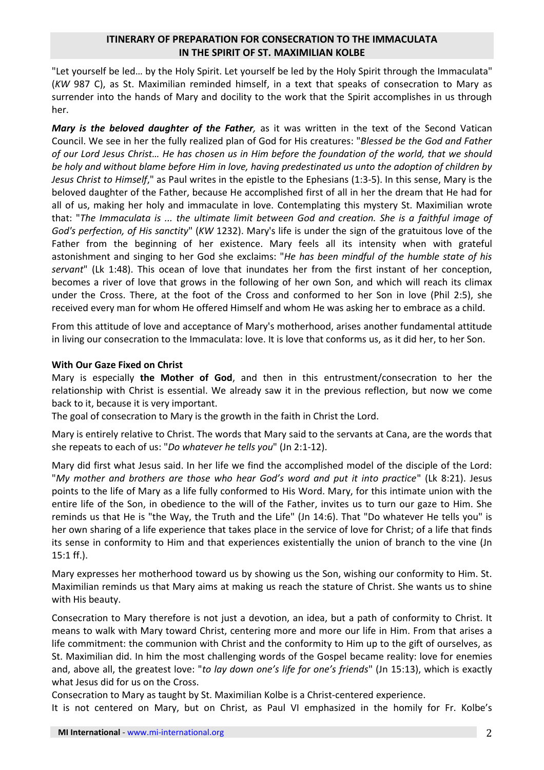"Let yourself be led… by the Holy Spirit. Let yourself be led by the Holy Spirit through the Immaculata" (*KW* 987 C), as St. Maximilian reminded himself, in a text that speaks of consecration to Mary as surrender into the hands of Mary and docility to the work that the Spirit accomplishes in us through her.

***Mary is the beloved daughter of the Father,*** as it was written in the text of the Second Vatican Council. We see in her the fully realized plan of God for His creatures: "*Blessed be the God and Father of our Lord Jesus Christ… He has chosen us in Him before the foundation of the world, that we should be holy and without blame before Him in love, having predestinated us unto the adoption of children by Jesus Christ to Himself*," as Paul writes in the epistle to the Ephesians (1:3-5). In this sense, Mary is the beloved daughter of the Father, because He accomplished first of all in her the dream that He had for all of us, making her holy and immaculate in love. Contemplating this mystery St. Maximilian wrote that: "*The Immaculata is ... the ultimate limit between God and creation. She is a faithful image of God's perfection, of His sanctity*" (*KW* 1232). Mary's life is under the sign of the gratuitous love of the Father from the beginning of her existence. Mary feels all its intensity when with grateful astonishment and singing to her God she exclaims: "*He has been mindful of the humble state of his servant*" (Lk 1:48). This ocean of love that inundates her from the first instant of her conception, becomes a river of love that grows in the following of her own Son, and which will reach its climax under the Cross. There, at the foot of the Cross and conformed to her Son in love (Phil 2:5), she received every man for whom He offered Himself and whom He was asking her to embrace as a child.

From this attitude of love and acceptance of Mary's motherhood, arises another fundamental attitude in living our consecration to the Immaculata: love. It is love that conforms us, as it did her, to her Son.

**With Our Gaze Fixed on Christ**

Mary is especially **the Mother of God**, and then in this entrustment/consecration to her the relationship with Christ is essential. We already saw it in the previous reflection, but now we come back to it, because it is very important.

The goal of consecration to Mary is the growth in the faith in Christ the Lord.

Mary is entirely relative to Christ. The words that Mary said to the servants at Cana, are the words that she repeats to each of us: "*Do whatever he tells you*" (Jn 2:1-12).

Mary did first what Jesus said. In her life we find the accomplished model of the disciple of the Lord: "*My mother and brothers are those who hear God's word and put it into practice*" (Lk 8:21). Jesus points to the life of Mary as a life fully conformed to His Word. Mary, for this intimate union with the entire life of the Son, in obedience to the will of the Father, invites us to turn our gaze to Him. She reminds us that He is "the Way, the Truth and the Life" (Jn 14:6). That "Do whatever He tells you" is her own sharing of a life experience that takes place in the service of love for Christ; of a life that finds its sense in conformity to Him and that experiences existentially the union of branch to the vine (Jn 15:1 ff.).

Mary expresses her motherhood toward us by showing us the Son, wishing our conformity to Him. St. Maximilian reminds us that Mary aims at making us reach the stature of Christ. She wants us to shine with His beauty.

Consecration to Mary therefore is not just a devotion, an idea, but a path of conformity to Christ. It means to walk with Mary toward Christ, centering more and more our life in Him. From that arises a life commitment: the communion with Christ and the conformity to Him up to the gift of ourselves, as St. Maximilian did. In him the most challenging words of the Gospel became reality: love for enemies and, above all, the greatest love: "*to lay down one's life for one's friends*" (Jn 15:13), which is exactly what Jesus did for us on the Cross.

Consecration to Mary as taught by St. Maximilian Kolbe is a Christ-centered experience.

It is not centered on Mary, but on Christ, as Paul VI emphasized in the homily for Fr. Kolbe's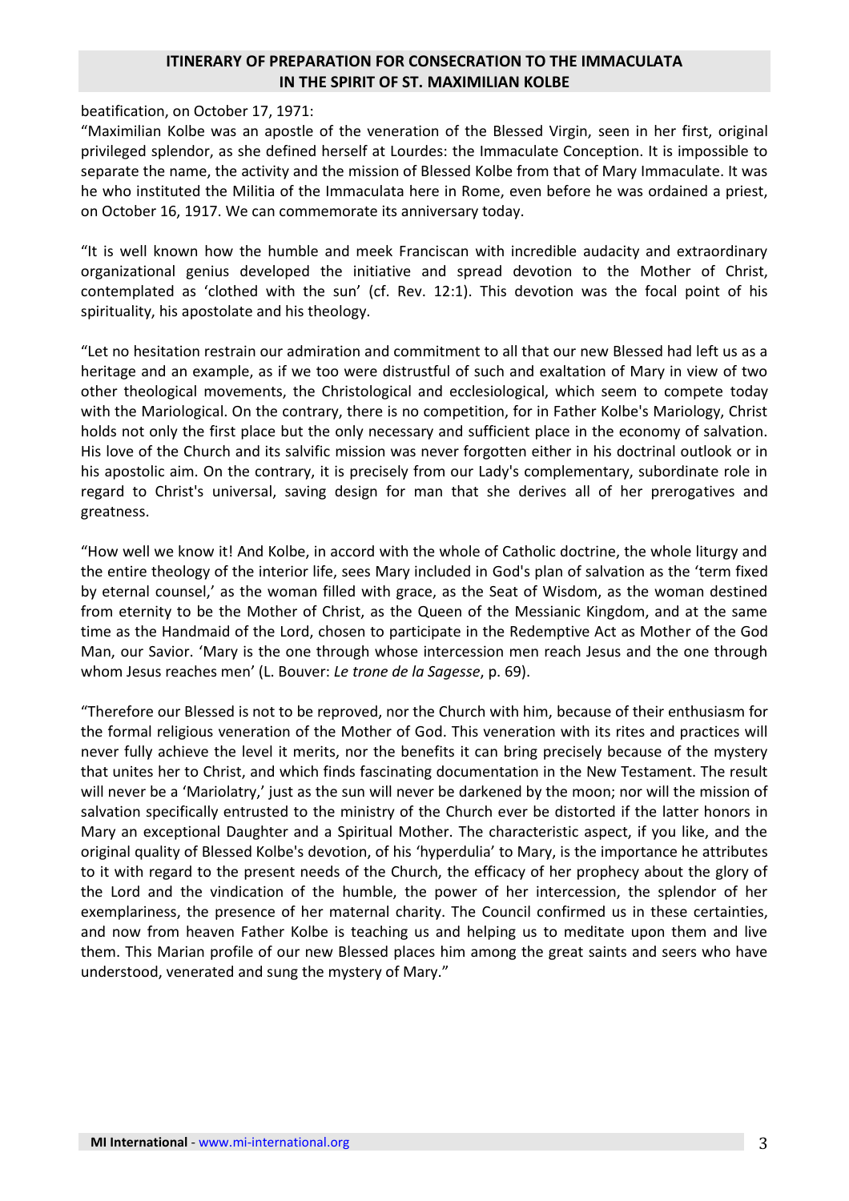beatification, on October 17, 1971:

"Maximilian Kolbe was an apostle of the veneration of the Blessed Virgin, seen in her first, original privileged splendor, as she defined herself at Lourdes: the Immaculate Conception. It is impossible to separate the name, the activity and the mission of Blessed Kolbe from that of Mary Immaculate. It was he who instituted the Militia of the Immaculata here in Rome, even before he was ordained a priest, on October 16, 1917. We can commemorate its anniversary today.

"It is well known how the humble and meek Franciscan with incredible audacity and extraordinary organizational genius developed the initiative and spread devotion to the Mother of Christ, contemplated as 'clothed with the sun' (cf. Rev. 12:1). This devotion was the focal point of his spirituality, his apostolate and his theology.

"Let no hesitation restrain our admiration and commitment to all that our new Blessed had left us as a heritage and an example, as if we too were distrustful of such and exaltation of Mary in view of two other theological movements, the Christological and ecclesiological, which seem to compete today with the Mariological. On the contrary, there is no competition, for in Father Kolbe's Mariology, Christ holds not only the first place but the only necessary and sufficient place in the economy of salvation. His love of the Church and its salvific mission was never forgotten either in his doctrinal outlook or in his apostolic aim. On the contrary, it is precisely from our Lady's complementary, subordinate role in regard to Christ's universal, saving design for man that she derives all of her prerogatives and greatness.

"How well we know it! And Kolbe, in accord with the whole of Catholic doctrine, the whole liturgy and the entire theology of the interior life, sees Mary included in God's plan of salvation as the 'term fixed by eternal counsel,' as the woman filled with grace, as the Seat of Wisdom, as the woman destined from eternity to be the Mother of Christ, as the Queen of the Messianic Kingdom, and at the same time as the Handmaid of the Lord, chosen to participate in the Redemptive Act as Mother of the God Man, our Savior. 'Mary is the one through whose intercession men reach Jesus and the one through whom Jesus reaches men' (L. Bouver: *Le trone de la Sagesse*, p. 69).

"Therefore our Blessed is not to be reproved, nor the Church with him, because of their enthusiasm for the formal religious veneration of the Mother of God. This veneration with its rites and practices will never fully achieve the level it merits, nor the benefits it can bring precisely because of the mystery that unites her to Christ, and which finds fascinating documentation in the New Testament. The result will never be a 'Mariolatry,' just as the sun will never be darkened by the moon; nor will the mission of salvation specifically entrusted to the ministry of the Church ever be distorted if the latter honors in Mary an exceptional Daughter and a Spiritual Mother. The characteristic aspect, if you like, and the original quality of Blessed Kolbe's devotion, of his 'hyperdulia' to Mary, is the importance he attributes to it with regard to the present needs of the Church, the efficacy of her prophecy about the glory of the Lord and the vindication of the humble, the power of her intercession, the splendor of her exemplariness, the presence of her maternal charity. The Council confirmed us in these certainties, and now from heaven Father Kolbe is teaching us and helping us to meditate upon them and live them. This Marian profile of our new Blessed places him among the great saints and seers who have understood, venerated and sung the mystery of Mary."